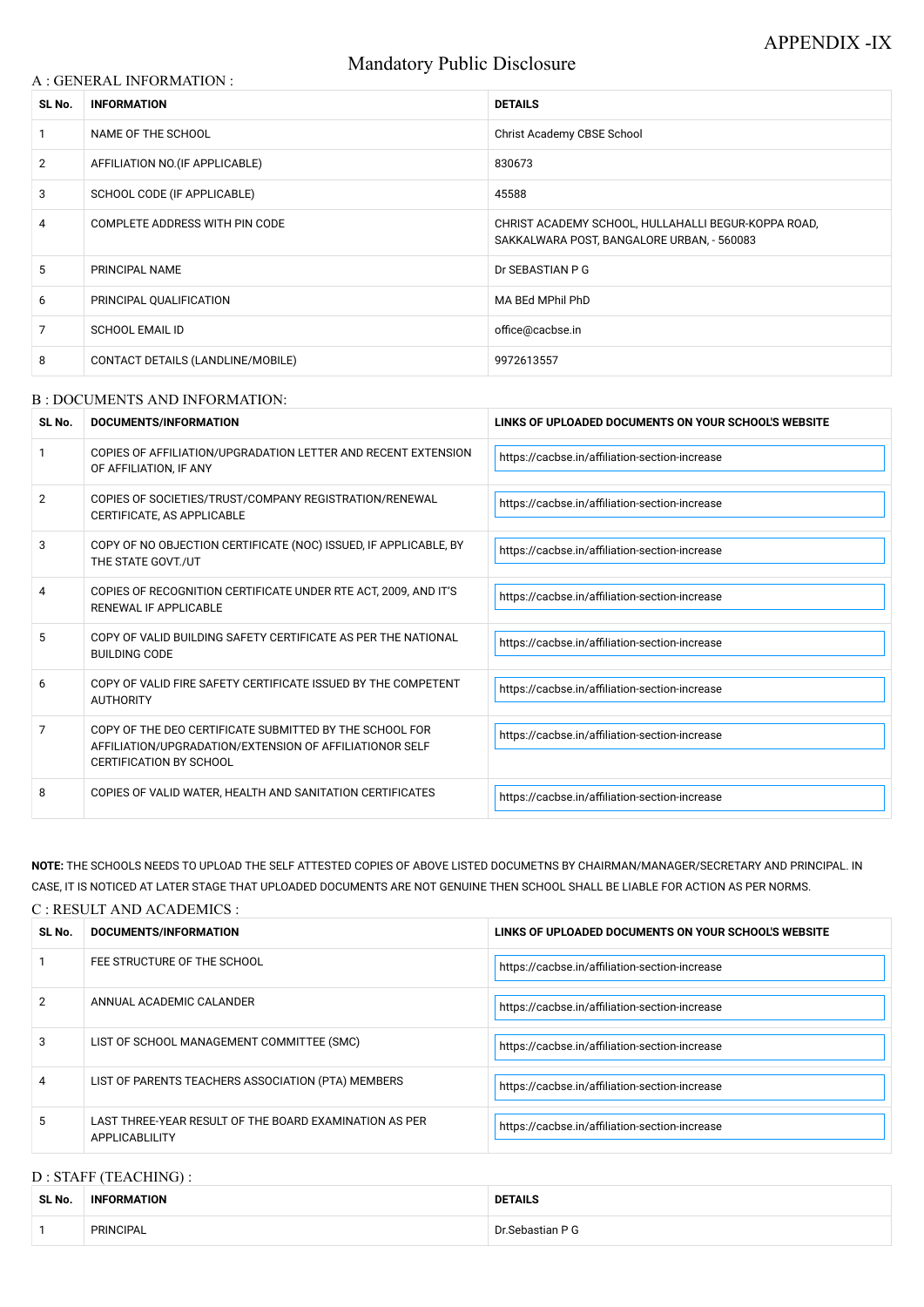APPENDIX -IX

# Mandatory Public Disclosure

## A : GENERAL INFORMATION :

| SL No. | INFORMATION | DETAILS |
|---|---|---|
| 1 | NAME OF THE SCHOOL | Christ Academy CBSE School |
| 2 | AFFILIATION NO.(IF APPLICABLE) | 830673 |
| 3 | SCHOOL CODE (IF APPLICABLE) | 45588 |
| 4 | COMPLETE ADDRESS WITH PIN CODE | CHRIST ACADEMY SCHOOL, HULLAHALLI BEGUR-KOPPA ROAD, SAKKALWARA POST, BANGALORE URBAN, - 560083 |
| 5 | PRINCIPAL NAME | Dr SEBASTIAN P G |
| 6 | PRINCIPAL QUALIFICATION | MA BEd MPhil PhD |
| 7 | SCHOOL EMAIL ID | office@cacbse.in |
| 8 | CONTACT DETAILS (LANDLINE/MOBILE) | 9972613557 |

## B : DOCUMENTS AND INFORMATION:

| SL No. | DOCUMENTS/INFORMATION | LINKS OF UPLOADED DOCUMENTS ON YOUR SCHOOL'S WEBSITE |
|---|---|---|
| 1 | COPIES OF AFFILIATION/UPGRADATION LETTER AND RECENT EXTENSION OF AFFILIATION, IF ANY | https://cacbse.in/affiliation-section-increase |
| 2 | COPIES OF SOCIETIES/TRUST/COMPANY REGISTRATION/RENEWAL CERTIFICATE, AS APPLICABLE | https://cacbse.in/affiliation-section-increase |
| 3 | COPY OF NO OBJECTION CERTIFICATE (NOC) ISSUED, IF APPLICABLE, BY THE STATE GOVT./UT | https://cacbse.in/affiliation-section-increase |
| 4 | COPIES OF RECOGNITION CERTIFICATE UNDER RTE ACT, 2009, AND IT'S RENEWAL IF APPLICABLE | https://cacbse.in/affiliation-section-increase |
| 5 | COPY OF VALID BUILDING SAFETY CERTIFICATE AS PER THE NATIONAL BUILDING CODE | https://cacbse.in/affiliation-section-increase |
| 6 | COPY OF VALID FIRE SAFETY CERTIFICATE ISSUED BY THE COMPETENT AUTHORITY | https://cacbse.in/affiliation-section-increase |
| 7 | COPY OF THE DEO CERTIFICATE SUBMITTED BY THE SCHOOL FOR AFFILIATION/UPGRADATION/EXTENSION OF AFFILIATIONOR SELF CERTIFICATION BY SCHOOL | https://cacbse.in/affiliation-section-increase |
| 8 | COPIES OF VALID WATER, HEALTH AND SANITATION CERTIFICATES | https://cacbse.in/affiliation-section-increase |

**NOTE:** THE SCHOOLS NEEDS TO UPLOAD THE SELF ATTESTED COPIES OF ABOVE LISTED DOCUMETNS BY CHAIRMAN/MANAGER/SECRETARY AND PRINCIPAL. IN CASE, IT IS NOTICED AT LATER STAGE THAT UPLOADED DOCUMENTS ARE NOT GENUINE THEN SCHOOL SHALL BE LIABLE FOR ACTION AS PER NORMS.

## C : RESULT AND ACADEMICS :

| SL No. | DOCUMENTS/INFORMATION | LINKS OF UPLOADED DOCUMENTS ON YOUR SCHOOL'S WEBSITE |
|---|---|---|
| 1 | FEE STRUCTURE OF THE SCHOOL | https://cacbse.in/affiliation-section-increase |
| 2 | ANNUAL ACADEMIC CALANDER | https://cacbse.in/affiliation-section-increase |
| 3 | LIST OF SCHOOL MANAGEMENT COMMITTEE (SMC) | https://cacbse.in/affiliation-section-increase |
| 4 | LIST OF PARENTS TEACHERS ASSOCIATION (PTA) MEMBERS | https://cacbse.in/affiliation-section-increase |
| 5 | LAST THREE-YEAR RESULT OF THE BOARD EXAMINATION AS PER APPLICABLILITY | https://cacbse.in/affiliation-section-increase |

## D : STAFF (TEACHING) :

| SL No. | INFORMATION | DETAILS |
|---|---|---|
| 1 | PRINCIPAL | Dr.Sebastian P G |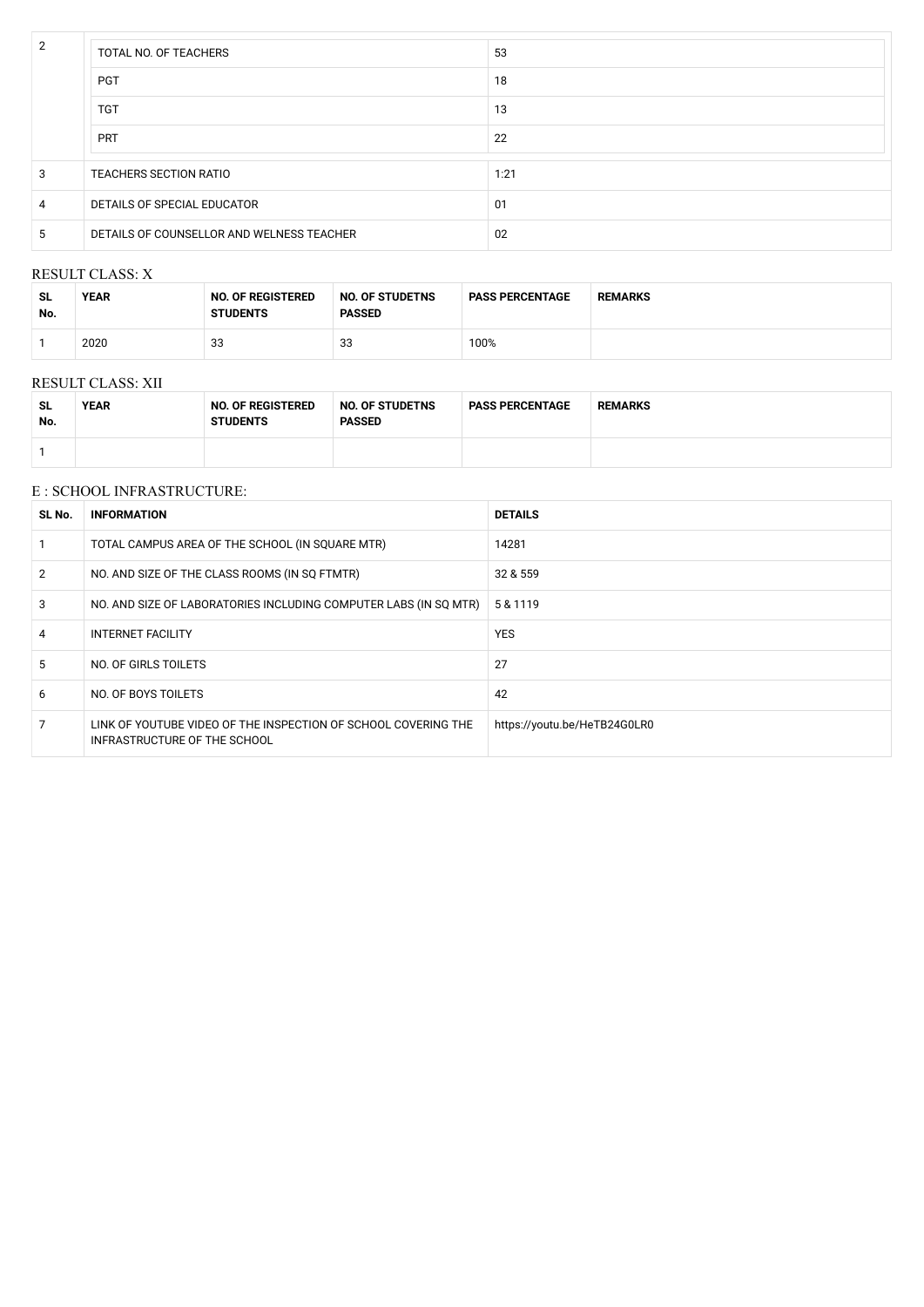| | | |
|---|---|---|
| 2 | TOTAL NO. OF TEACHERS | 53 |
| | PGT | 18 |
| | TGT | 13 |
| | PRT | 22 |
| 3 | TEACHERS SECTION RATIO | 1:21 |
| 4 | DETAILS OF SPECIAL EDUCATOR | 01 |
| 5 | DETAILS OF COUNSELLOR AND WELNESS TEACHER | 02 |

## RESULT CLASS: X

| SL No. | YEAR | NO. OF REGISTERED STUDENTS | NO. OF STUDETNS PASSED | PASS PERCENTAGE | REMARKS |
|---|---|---|---|---|---|
| 1 | 2020 | 33 | 33 | 100% | |

## RESULT CLASS: XII

| SL No. | YEAR | NO. OF REGISTERED STUDENTS | NO. OF STUDETNS PASSED | PASS PERCENTAGE | REMARKS |
|---|---|---|---|---|---|
| 1 | | | | | |

## E : SCHOOL INFRASTRUCTURE:

| SL No. | INFORMATION | DETAILS |
|---|---|---|
| 1 | TOTAL CAMPUS AREA OF THE SCHOOL (IN SQUARE MTR) | 14281 |
| 2 | NO. AND SIZE OF THE CLASS ROOMS (IN SQ FTMTR) | 32 & 559 |
| 3 | NO. AND SIZE OF LABORATORIES INCLUDING COMPUTER LABS (IN SQ MTR) | 5 & 1119 |
| 4 | INTERNET FACILITY | YES |
| 5 | NO. OF GIRLS TOILETS | 27 |
| 6 | NO. OF BOYS TOILETS | 42 |
| 7 | LINK OF YOUTUBE VIDEO OF THE INSPECTION OF SCHOOL COVERING THE INFRASTRUCTURE OF THE SCHOOL | https://youtu.be/HeTB24G0LR0 |